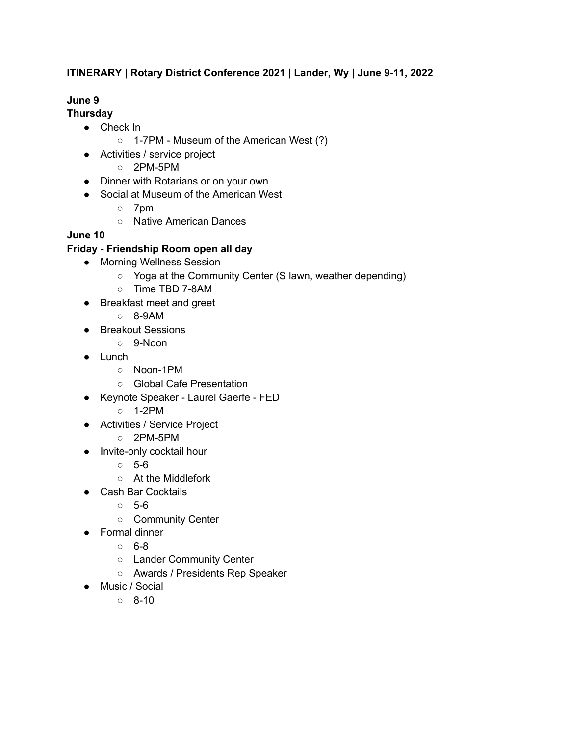**ITINERARY | Rotary District Conference 2021 | Lander, Wy | June 9-11, 2022**

**June 9**
**Thursday**

- Check In
  - 1-7PM - Museum of the American West (?)
- Activities / service project
  - 2PM-5PM
- Dinner with Rotarians or on your own
- Social at Museum of the American West
  - 7pm
  - Native American Dances

**June 10**
**Friday - Friendship Room open all day**

- Morning Wellness Session
  - Yoga at the Community Center (S lawn, weather depending)
  - Time TBD 7-8AM
- Breakfast meet and greet
  - 8-9AM
- Breakout Sessions
  - 9-Noon
- Lunch
  - Noon-1PM
  - Global Cafe Presentation
- Keynote Speaker - Laurel Gaerfe - FED
  - 1-2PM
- Activities / Service Project
  - 2PM-5PM
- Invite-only cocktail hour
  - 5-6
  - At the Middlefork
- Cash Bar Cocktails
  - 5-6
  - Community Center
- Formal dinner
  - 6-8
  - Lander Community Center
  - Awards / Presidents Rep Speaker
- Music / Social
  - 8-10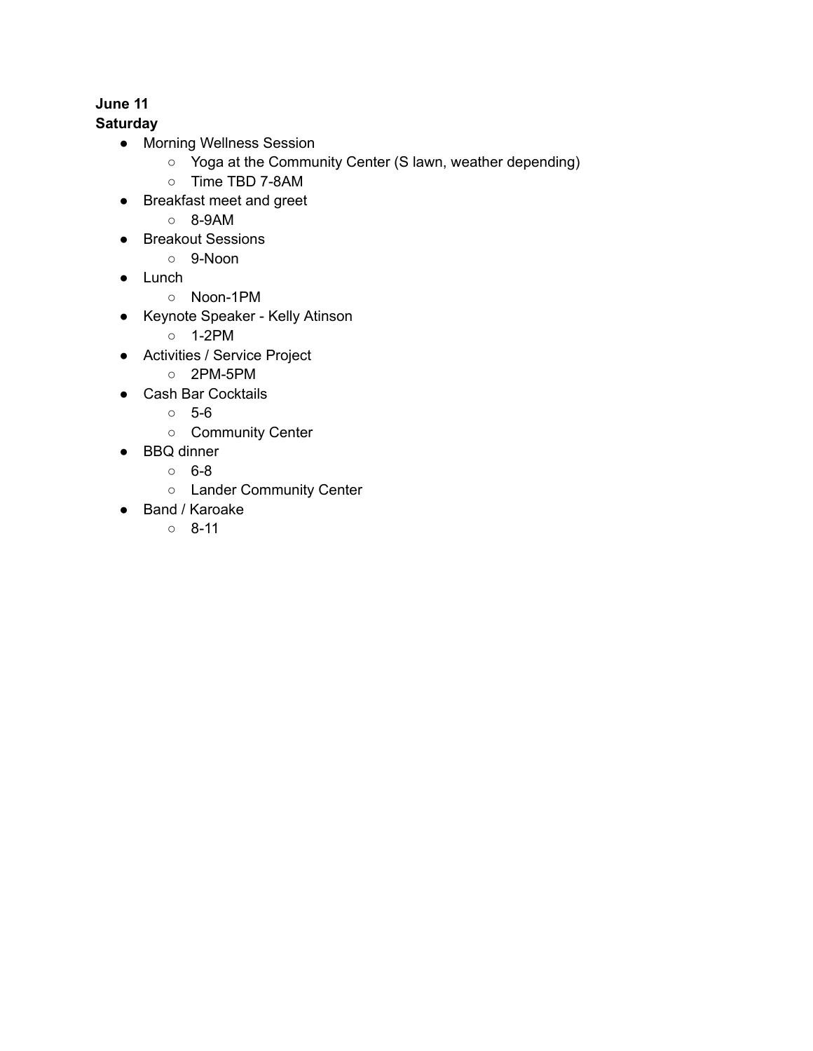**June 11**
**Saturday**

- Morning Wellness Session
    - Yoga at the Community Center (S lawn, weather depending)
    - Time TBD 7-8AM
- Breakfast meet and greet
    - 8-9AM
- Breakout Sessions
    - 9-Noon
- Lunch
    - Noon-1PM
- Keynote Speaker - Kelly Atinson
    - 1-2PM
- Activities / Service Project
    - 2PM-5PM
- Cash Bar Cocktails
    - 5-6
    - Community Center
- BBQ dinner
    - 6-8
    - Lander Community Center
- Band / Karoake
    - 8-11